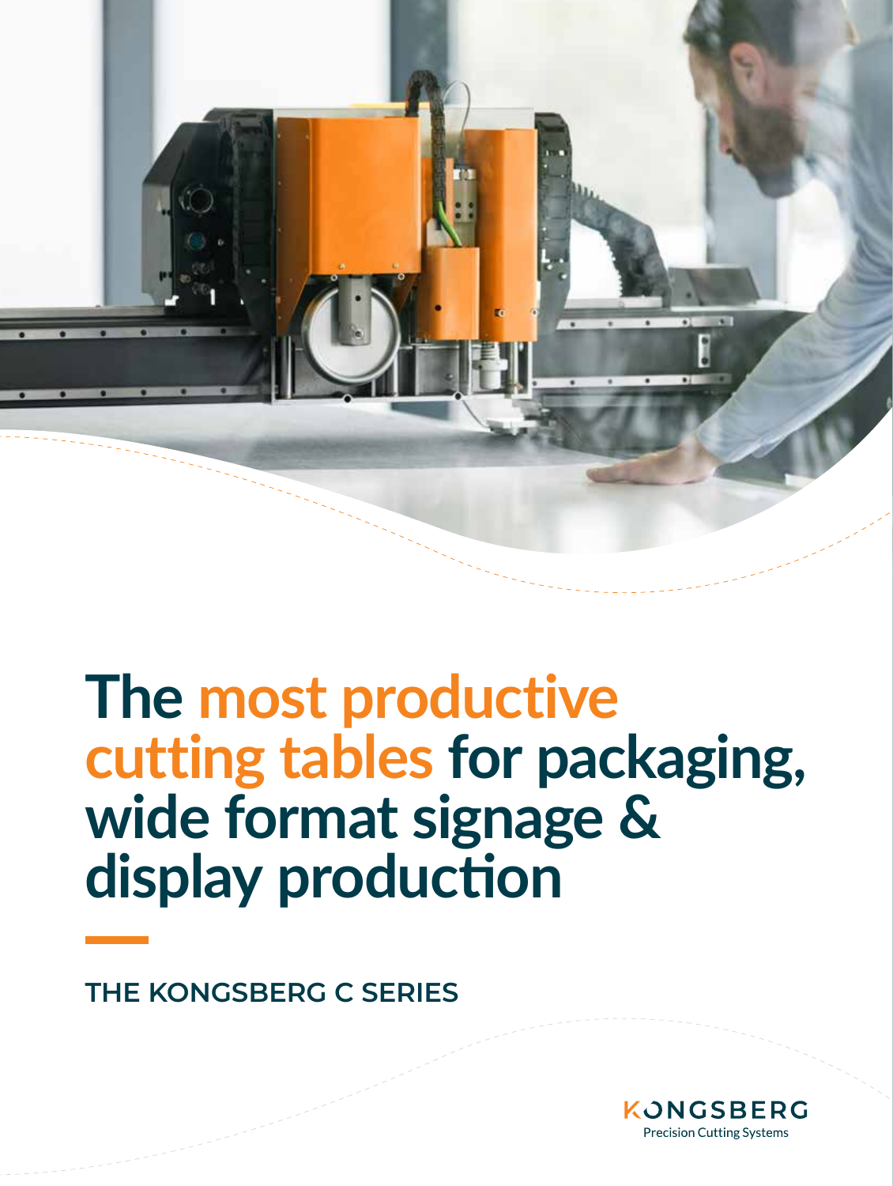# The most productive cutting tables for packaging, wide format signage & display production

## THE KONGSBERG C SERIES

KONGSBERG
Precision Cutting Systems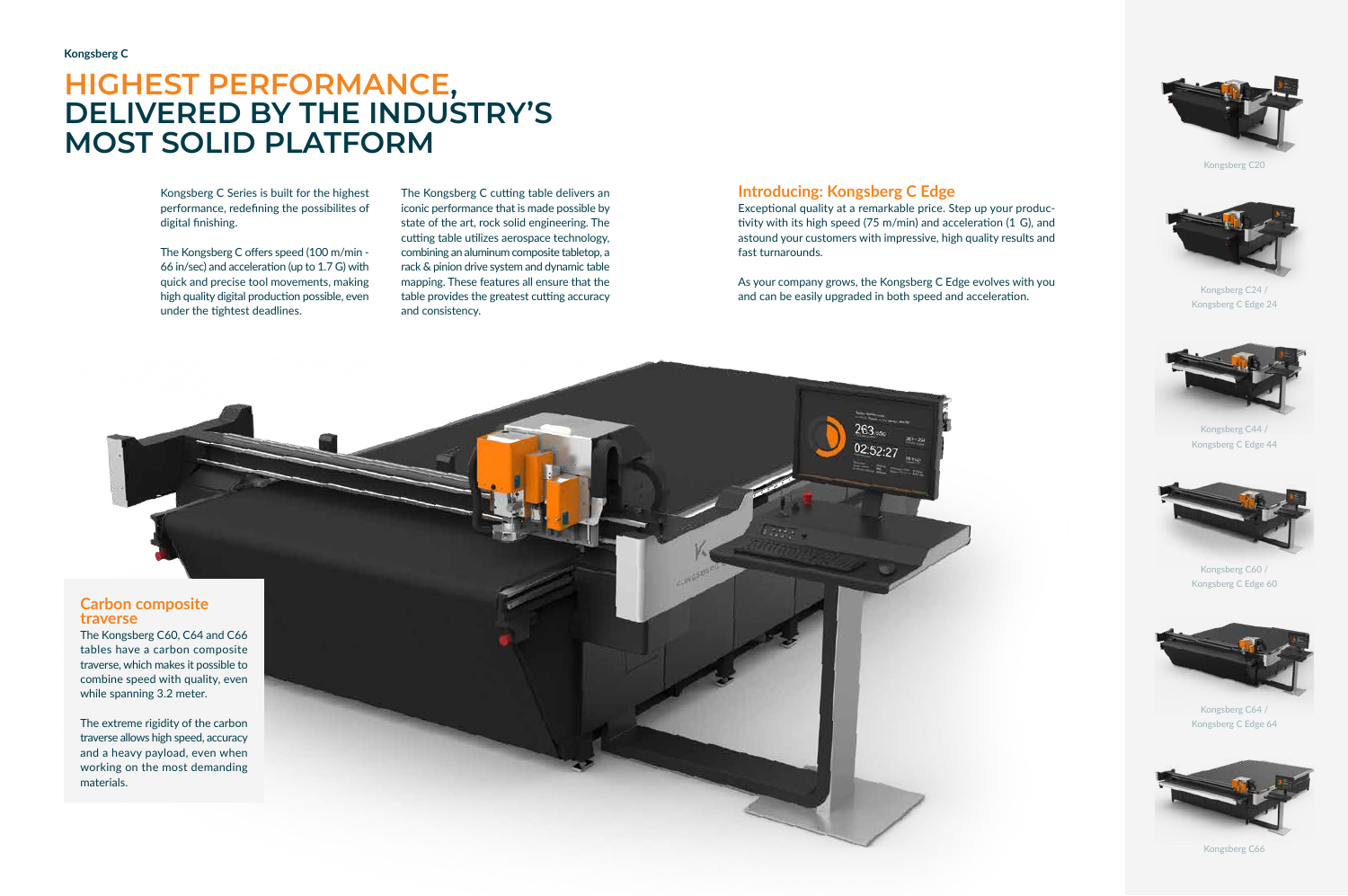Kongsberg C

# HIGHEST PERFORMANCE, DELIVERED BY THE INDUSTRY'S MOST SOLID PLATFORM

Kongsberg C Series is built for the highest performance, redefining the possibilites of digital finishing.

The Kongsberg C offers speed (100 m/min - 66 in/sec) and acceleration (up to 1.7 G) with quick and precise tool movements, making high quality digital production possible, even under the tightest deadlines.

The Kongsberg C cutting table delivers an iconic performance that is made possible by state of the art, rock solid engineering. The cutting table utilizes aerospace technology, combining an aluminum composite tabletop, a rack & pinion drive system and dynamic table mapping. These features all ensure that the table provides the greatest cutting accuracy and consistency.

## Introducing: Kongsberg C Edge

Exceptional quality at a remarkable price. Step up your productivity with its high speed (75 m/min) and acceleration (1 G), and astound your customers with impressive, high quality results and fast turnarounds.

As your company grows, the Kongsberg C Edge evolves with you and can be easily upgraded in both speed and acceleration.

## Carbon composite traverse

The Kongsberg C60, C64 and C66 tables have a carbon composite traverse, which makes it possible to combine speed with quality, even while spanning 3.2 meter.

The extreme rigidity of the carbon traverse allows high speed, accuracy and a heavy payload, even when working on the most demanding materials.

Kongsberg C20

Kongsberg C24 / Kongsberg C Edge 24

Kongsberg C44 / Kongsberg C Edge 44

Kongsberg C60 / Kongsberg C Edge 60

Kongsberg C64 / Kongsberg C Edge 64

Kongsberg C66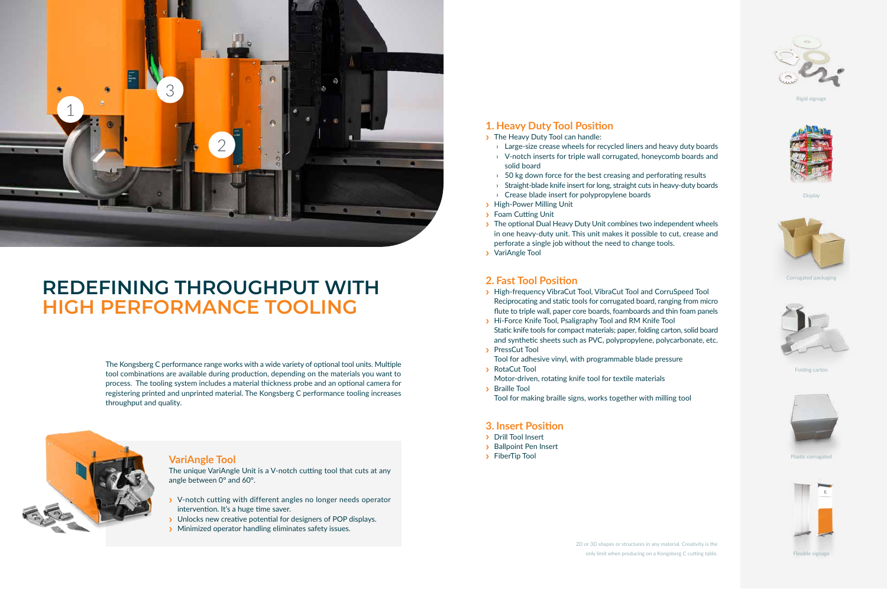# REDEFINING THROUGHPUT WITH HIGH PERFORMANCE TOOLING

The Kongsberg C performance range works with a wide variety of optional tool units. Multiple tool combinations are available during production, depending on the materials you want to process. The tooling system includes a material thickness probe and an optional camera for registering printed and unprinted material. The Kongsberg C performance tooling increases throughput and quality.

## VariAngle Tool

The unique VariAngle Unit is a V-notch cutting tool that cuts at any angle between 0° and 60°.

- V-notch cutting with different angles no longer needs operator intervention. It's a huge time saver.
- Unlocks new creative potential for designers of POP displays.
- Minimized operator handling eliminates safety issues.

## 1. Heavy Duty Tool Position

- The Heavy Duty Tool can handle:
  - Large-size crease wheels for recycled liners and heavy duty boards
  - V-notch inserts for triple wall corrugated, honeycomb boards and solid board
  - 50 kg down force for the best creasing and perforating results
  - Straight-blade knife insert for long, straight cuts in heavy-duty boards
  - Crease blade insert for polypropylene boards
- High-Power Milling Unit
- Foam Cutting Unit
- The optional Dual Heavy Duty Unit combines two independent wheels in one heavy-duty unit. This unit makes it possible to cut, crease and perforate a single job without the need to change tools.
- VariAngle Tool

## 2. Fast Tool Position

- High-frequency VibraCut Tool, VibraCut Tool and CorruSpeed Tool
  Reciprocating and static tools for corrugated board, ranging from micro flute to triple wall, paper core boards, foamboards and thin foam panels
- Hi-Force Knife Tool, Psaligraphy Tool and RM Knife Tool
  Static knife tools for compact materials; paper, folding carton, solid board and synthetic sheets such as PVC, polypropylene, polycarbonate, etc.
- PressCut Tool
  Tool for adhesive vinyl, with programmable blade pressure
- RotaCut Tool
  Motor-driven, rotating knife tool for textile materials
- Braille Tool
  Tool for making braille signs, works together with milling tool

## 3. Insert Position

- Drill Tool Insert
- Ballpoint Pen Insert
- FiberTip Tool

2D or 3D shapes or structures in any material. Creativity is the only limit when producing on a Kongsberg C cutting table.

Rigid signage

Display

Corrugated packaging

Folding carton

Plastic corrugated

Flexible signage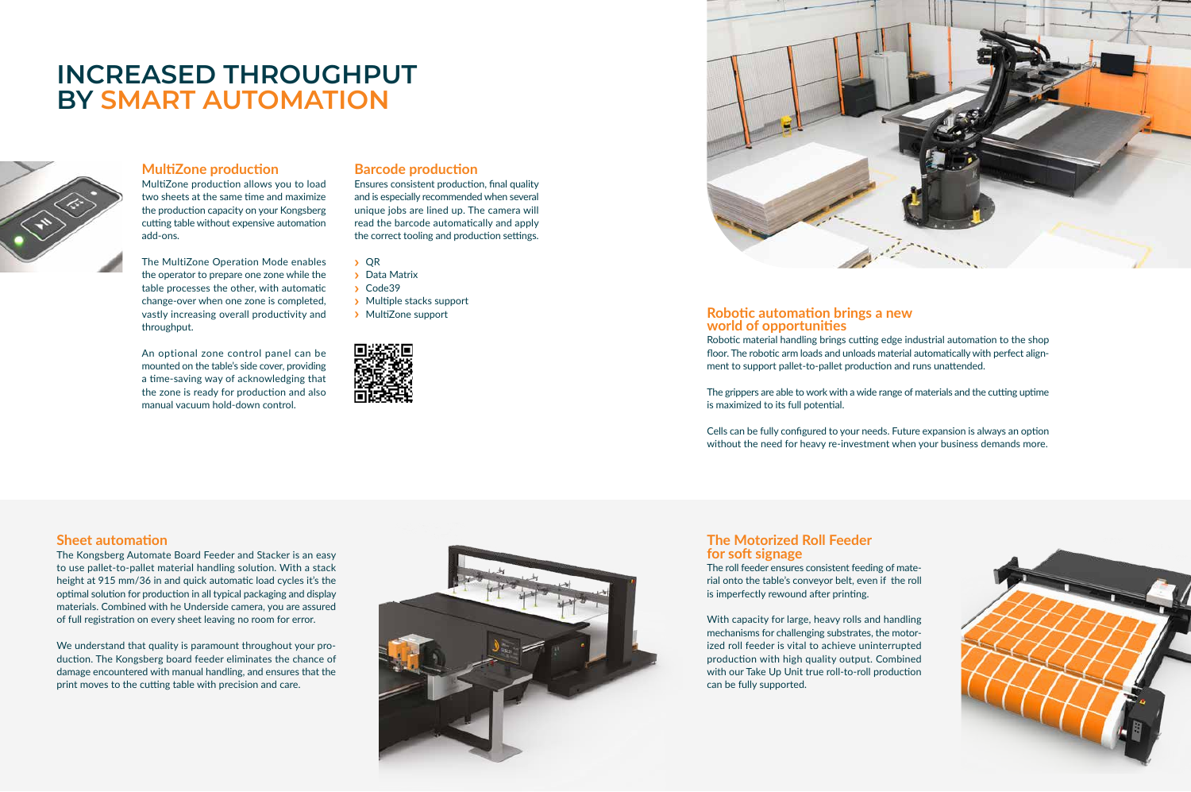# INCREASED THROUGHPUT BY SMART AUTOMATION

## MultiZone production

MultiZone production allows you to load two sheets at the same time and maximize the production capacity on your Kongsberg cutting table without expensive automation add-ons.

The MultiZone Operation Mode enables the operator to prepare one zone while the table processes the other, with automatic change-over when one zone is completed, vastly increasing overall productivity and throughput.

An optional zone control panel can be mounted on the table's side cover, providing a time-saving way of acknowledging that the zone is ready for production and also manual vacuum hold-down control.

## Barcode production

Ensures consistent production, final quality and is especially recommended when several unique jobs are lined up. The camera will read the barcode automatically and apply the correct tooling and production settings.

- QR
- Data Matrix
- Code39
- Multiple stacks support
- MultiZone support

## Robotic automation brings a new world of opportunities

Robotic material handling brings cutting edge industrial automation to the shop floor. The robotic arm loads and unloads material automatically with perfect alignment to support pallet-to-pallet production and runs unattended.

The grippers are able to work with a wide range of materials and the cutting uptime is maximized to its full potential.

Cells can be fully configured to your needs. Future expansion is always an option without the need for heavy re-investment when your business demands more.

## Sheet automation

The Kongsberg Automate Board Feeder and Stacker is an easy to use pallet-to-pallet material handling solution. With a stack height at 915 mm/36 in and quick automatic load cycles it's the optimal solution for production in all typical packaging and display materials. Combined with he Underside camera, you are assured of full registration on every sheet leaving no room for error.

We understand that quality is paramount throughout your production. The Kongsberg board feeder eliminates the chance of damage encountered with manual handling, and ensures that the print moves to the cutting table with precision and care.

## The Motorized Roll Feeder for soft signage

The roll feeder ensures consistent feeding of material onto the table's conveyor belt, even if the roll is imperfectly rewound after printing.

With capacity for large, heavy rolls and handling mechanisms for challenging substrates, the motorized roll feeder is vital to achieve uninterrupted production with high quality output. Combined with our Take Up Unit true roll-to-roll production can be fully supported.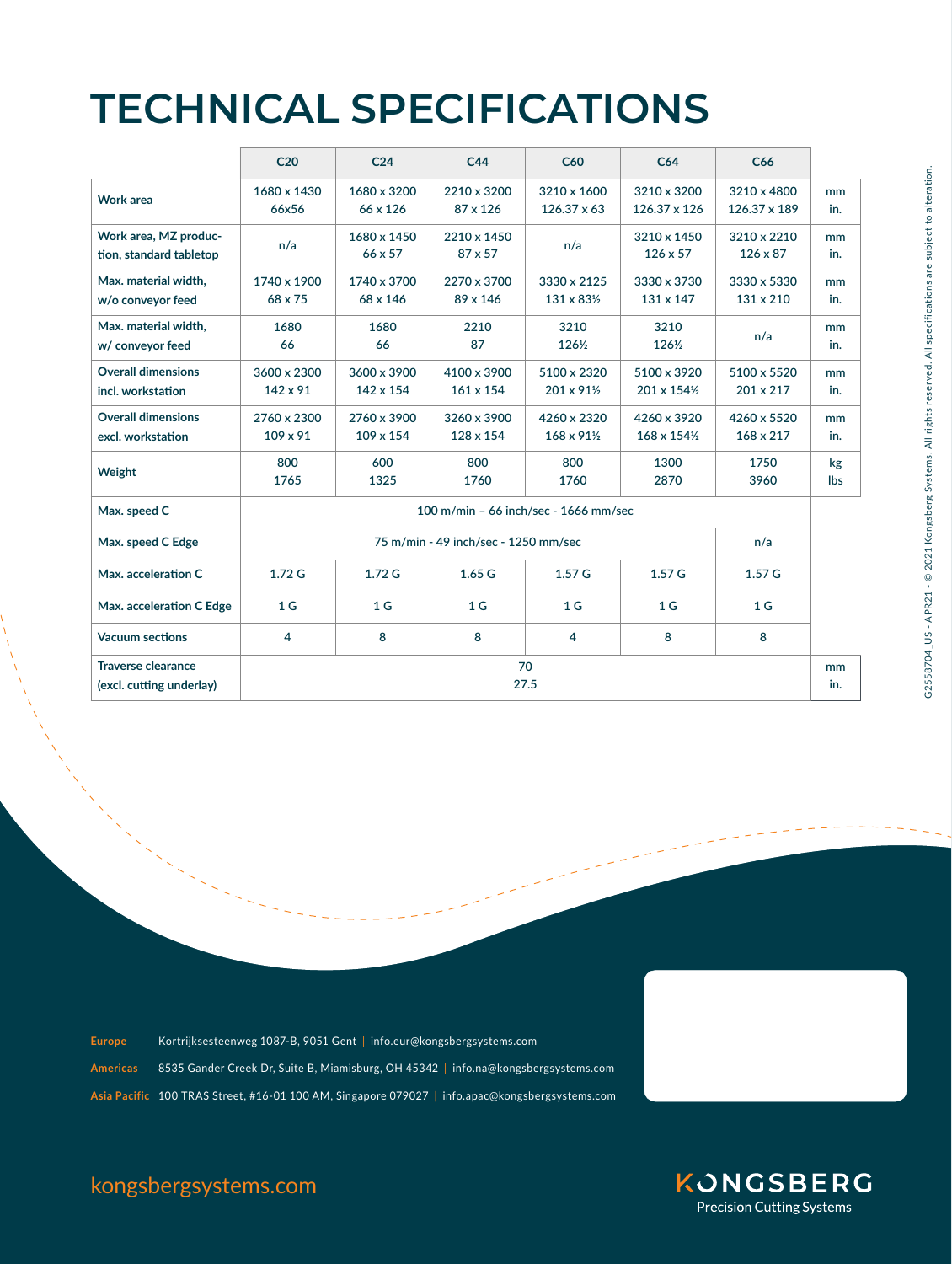# TECHNICAL SPECIFICATIONS

| | C20 | C24 | C44 | C60 | C64 | C66 | |
|---|---|---|---|---|---|---|---|
| Work area | 1680 x 1430<br>66x56 | 1680 x 3200<br>66 x 126 | 2210 x 3200<br>87 x 126 | 3210 x 1600<br>126.37 x 63 | 3210 x 3200<br>126.37 x 126 | 3210 x 4800<br>126.37 x 189 | mm<br>in. |
| Work area, MZ production, standard tabletop | n/a | 1680 x 1450<br>66 x 57 | 2210 x 1450<br>87 x 57 | n/a | 3210 x 1450<br>126 x 57 | 3210 x 2210<br>126 x 87 | mm<br>in. |
| Max. material width, w/o conveyor feed | 1740 x 1900<br>68 x 75 | 1740 x 3700<br>68 x 146 | 2270 x 3700<br>89 x 146 | 3330 x 2125<br>131 x 83½ | 3330 x 3730<br>131 x 147 | 3330 x 5330<br>131 x 210 | mm<br>in. |
| Max. material width, w/ conveyor feed | 1680<br>66 | 1680<br>66 | 2210<br>87 | 3210<br>126½ | 3210<br>126½ | n/a | mm<br>in. |
| Overall dimensions incl. workstation | 3600 x 2300<br>142 x 91 | 3600 x 3900<br>142 x 154 | 4100 x 3900<br>161 x 154 | 5100 x 2320<br>201 x 91½ | 5100 x 3920<br>201 x 154½ | 5100 x 5520<br>201 x 217 | mm<br>in. |
| Overall dimensions excl. workstation | 2760 x 2300<br>109 x 91 | 2760 x 3900<br>109 x 154 | 3260 x 3900<br>128 x 154 | 4260 x 2320<br>168 x 91½ | 4260 x 3920<br>168 x 154½ | 4260 x 5520<br>168 x 217 | mm<br>in. |
| Weight | 800<br>1765 | 600<br>1325 | 800<br>1760 | 800<br>1760 | 1300<br>2870 | 1750<br>3960 | kg<br>lbs |
| Max. speed C | 100 m/min – 66 inch/sec - 1666 mm/sec | | | | | | |
| Max. speed C Edge | 75 m/min - 49 inch/sec - 1250 mm/sec | | | | | n/a | |
| Max. acceleration C | 1.72 G | 1.72 G | 1.65 G | 1.57 G | 1.57 G | 1.57 G | |
| Max. acceleration C Edge | 1 G | 1 G | 1 G | 1 G | 1 G | 1 G | |
| Vacuum sections | 4 | 8 | 8 | 4 | 8 | 8 | |
| Traverse clearance (excl. cutting underlay) | 70<br>27.5 | | | | | | mm<br>in. |

G2558704_US - APR21 - © 2021 Kongsberg Systems. All rights reserved. All specifications are subject to alteration.

**Europe** Kortrijksesteenweg 1087-B, 9051 Gent | info.eur@kongsbergsystems.com

**Americas** 8535 Gander Creek Dr, Suite B, Miamisburg, OH 45342 | info.na@kongsbergsystems.com

**Asia Pacific** 100 TRAS Street, #16-01 100 AM, Singapore 079027 | info.apac@kongsbergsystems.com

kongsbergsystems.com

KONGSBERG
Precision Cutting Systems